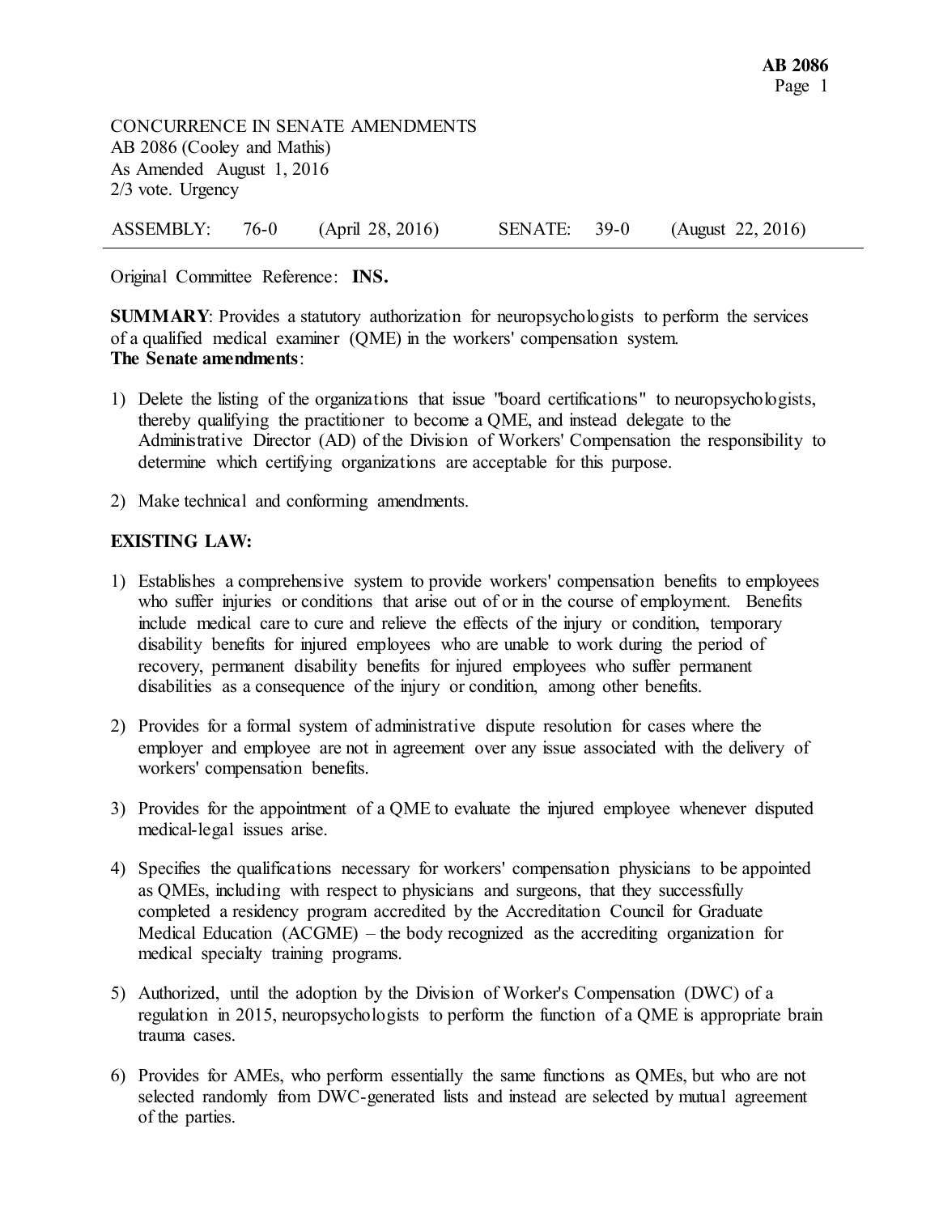CONCURRENCE IN SENATE AMENDMENTS
AB 2086 (Cooley and Mathis)
As Amended August 1, 2016
2/3 vote. Urgency

| ASSEMBLY: | 76-0 | (April 28, 2016) | SENATE: | 39-0 | (August 22, 2016) |
|---|---|---|---|---|---|

Original Committee Reference: **INS.**

**SUMMARY**: Provides a statutory authorization for neuropsychologists to perform the services of a qualified medical examiner (QME) in the workers' compensation system.

**The Senate amendments**:

1) Delete the listing of the organizations that issue "board certifications" to neuropsychologists, thereby qualifying the practitioner to become a QME, and instead delegate to the Administrative Director (AD) of the Division of Workers' Compensation the responsibility to determine which certifying organizations are acceptable for this purpose.

2) Make technical and conforming amendments.

**EXISTING LAW:**

1) Establishes a comprehensive system to provide workers' compensation benefits to employees who suffer injuries or conditions that arise out of or in the course of employment. Benefits include medical care to cure and relieve the effects of the injury or condition, temporary disability benefits for injured employees who are unable to work during the period of recovery, permanent disability benefits for injured employees who suffer permanent disabilities as a consequence of the injury or condition, among other benefits.

2) Provides for a formal system of administrative dispute resolution for cases where the employer and employee are not in agreement over any issue associated with the delivery of workers' compensation benefits.

3) Provides for the appointment of a QME to evaluate the injured employee whenever disputed medical-legal issues arise.

4) Specifies the qualifications necessary for workers' compensation physicians to be appointed as QMEs, including with respect to physicians and surgeons, that they successfully completed a residency program accredited by the Accreditation Council for Graduate Medical Education (ACGME) – the body recognized as the accrediting organization for medical specialty training programs.

5) Authorized, until the adoption by the Division of Worker's Compensation (DWC) of a regulation in 2015, neuropsychologists to perform the function of a QME is appropriate brain trauma cases.

6) Provides for AMEs, who perform essentially the same functions as QMEs, but who are not selected randomly from DWC-generated lists and instead are selected by mutual agreement of the parties.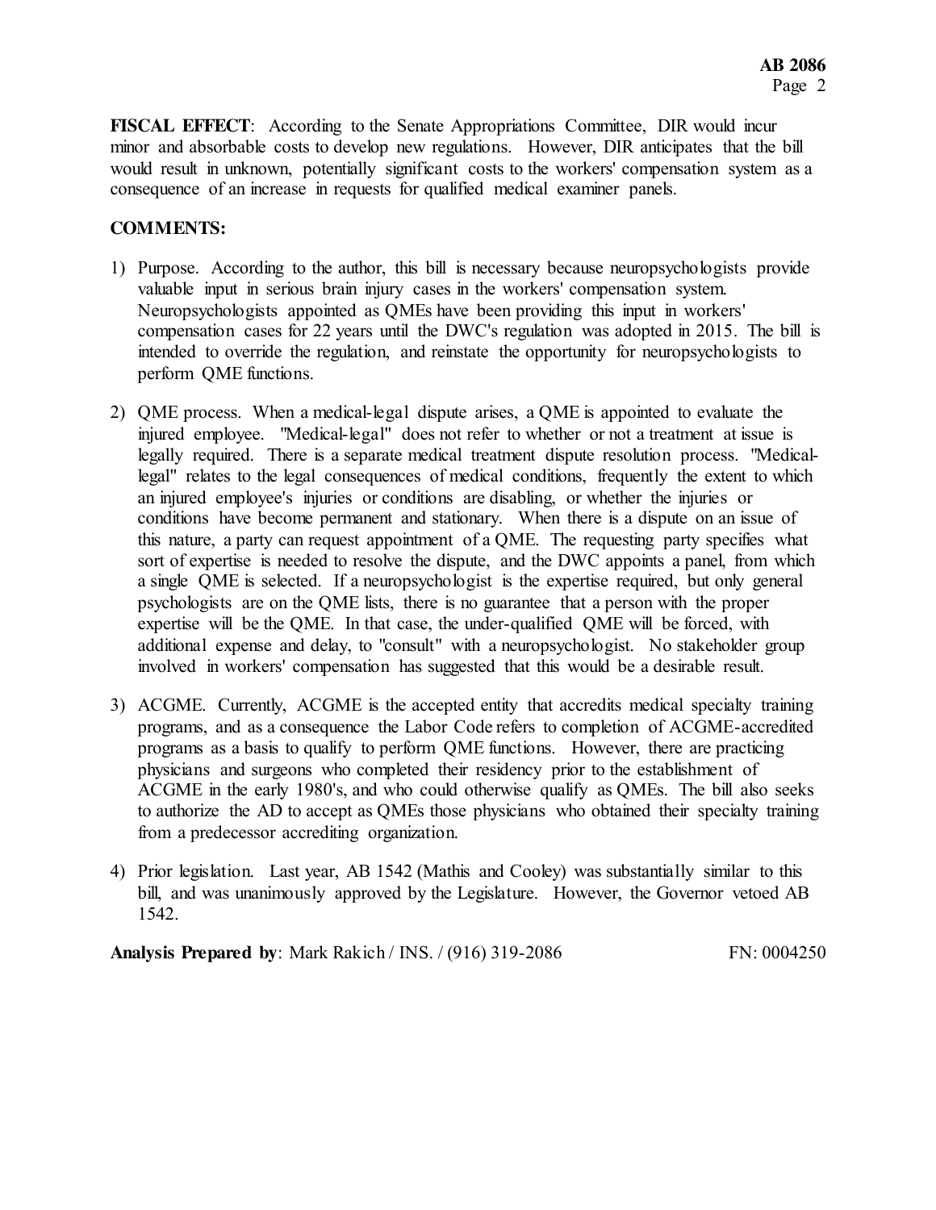**FISCAL EFFECT**: According to the Senate Appropriations Committee, DIR would incur minor and absorbable costs to develop new regulations. However, DIR anticipates that the bill would result in unknown, potentially significant costs to the workers' compensation system as a consequence of an increase in requests for qualified medical examiner panels.

**COMMENTS:**

1) Purpose. According to the author, this bill is necessary because neuropsychologists provide valuable input in serious brain injury cases in the workers' compensation system. Neuropsychologists appointed as QMEs have been providing this input in workers' compensation cases for 22 years until the DWC's regulation was adopted in 2015. The bill is intended to override the regulation, and reinstate the opportunity for neuropsychologists to perform QME functions.

2) QME process. When a medical-legal dispute arises, a QME is appointed to evaluate the injured employee. "Medical-legal" does not refer to whether or not a treatment at issue is legally required. There is a separate medical treatment dispute resolution process. "Medical-legal" relates to the legal consequences of medical conditions, frequently the extent to which an injured employee's injuries or conditions are disabling, or whether the injuries or conditions have become permanent and stationary. When there is a dispute on an issue of this nature, a party can request appointment of a QME. The requesting party specifies what sort of expertise is needed to resolve the dispute, and the DWC appoints a panel, from which a single QME is selected. If a neuropsychologist is the expertise required, but only general psychologists are on the QME lists, there is no guarantee that a person with the proper expertise will be the QME. In that case, the under-qualified QME will be forced, with additional expense and delay, to "consult" with a neuropsychologist. No stakeholder group involved in workers' compensation has suggested that this would be a desirable result.

3) ACGME. Currently, ACGME is the accepted entity that accredits medical specialty training programs, and as a consequence the Labor Code refers to completion of ACGME-accredited programs as a basis to qualify to perform QME functions. However, there are practicing physicians and surgeons who completed their residency prior to the establishment of ACGME in the early 1980's, and who could otherwise qualify as QMEs. The bill also seeks to authorize the AD to accept as QMEs those physicians who obtained their specialty training from a predecessor accrediting organization.

4) Prior legislation. Last year, AB 1542 (Mathis and Cooley) was substantially similar to this bill, and was unanimously approved by the Legislature. However, the Governor vetoed AB 1542.

**Analysis Prepared by**: Mark Rakich / INS. / (916) 319-2086 FN: 0004250